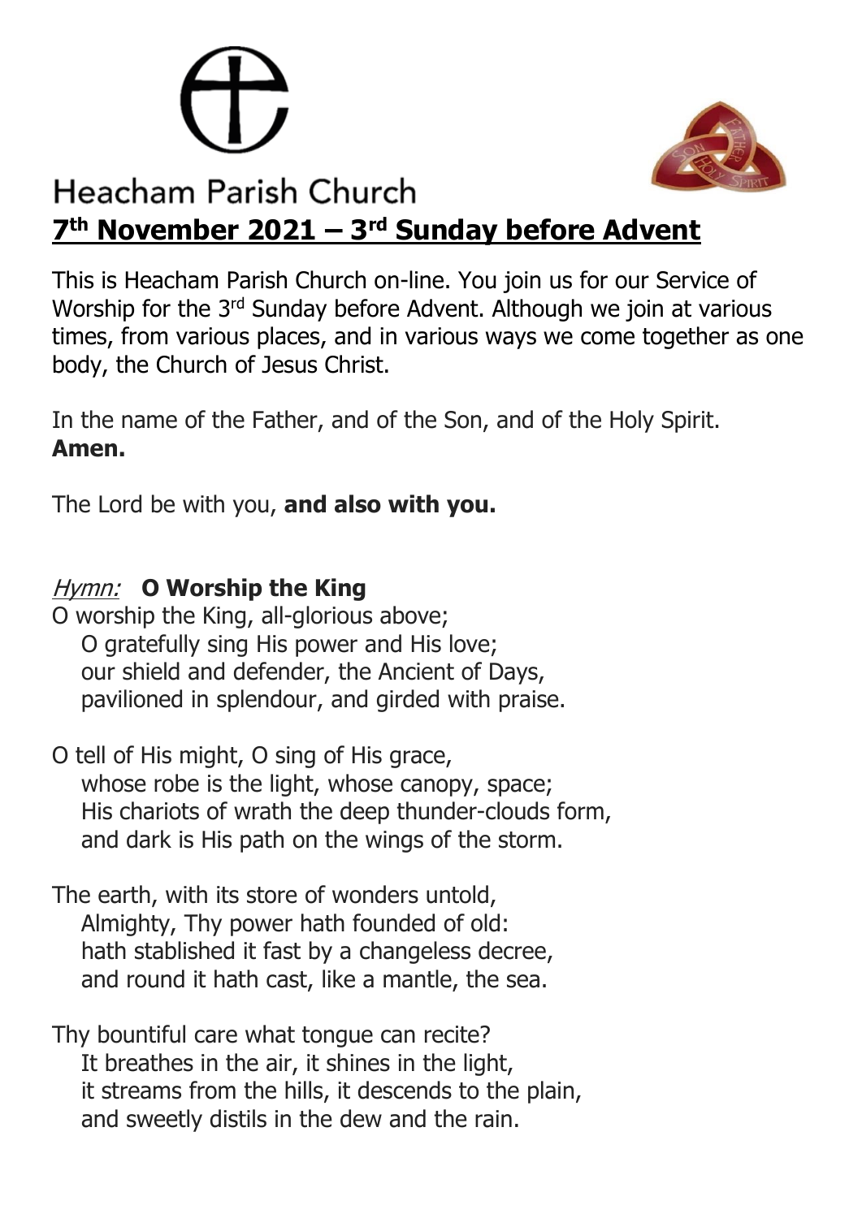# Heacham Parish Church

## 7th November 2021 – 3rd Sunday before Advent

This is Heacham Parish Church on-line. You join us for our Service of Worship for the 3rd Sunday before Advent. Although we join at various times, from various places, and in various ways we come together as one body, the Church of Jesus Christ.

In the name of the Father, and of the Son, and of the Holy Spirit. **Amen.**

The Lord be with you, **and also with you.**

*Hymn:* **O Worship the King**

O worship the King, all-glorious above;
O gratefully sing His power and His love;
our shield and defender, the Ancient of Days,
pavilioned in splendour, and girded with praise.

O tell of His might, O sing of His grace,
whose robe is the light, whose canopy, space;
His chariots of wrath the deep thunder-clouds form,
and dark is His path on the wings of the storm.

The earth, with its store of wonders untold,
Almighty, Thy power hath founded of old:
hath stablished it fast by a changeless decree,
and round it hath cast, like a mantle, the sea.

Thy bountiful care what tongue can recite?
It breathes in the air, it shines in the light,
it streams from the hills, it descends to the plain,
and sweetly distils in the dew and the rain.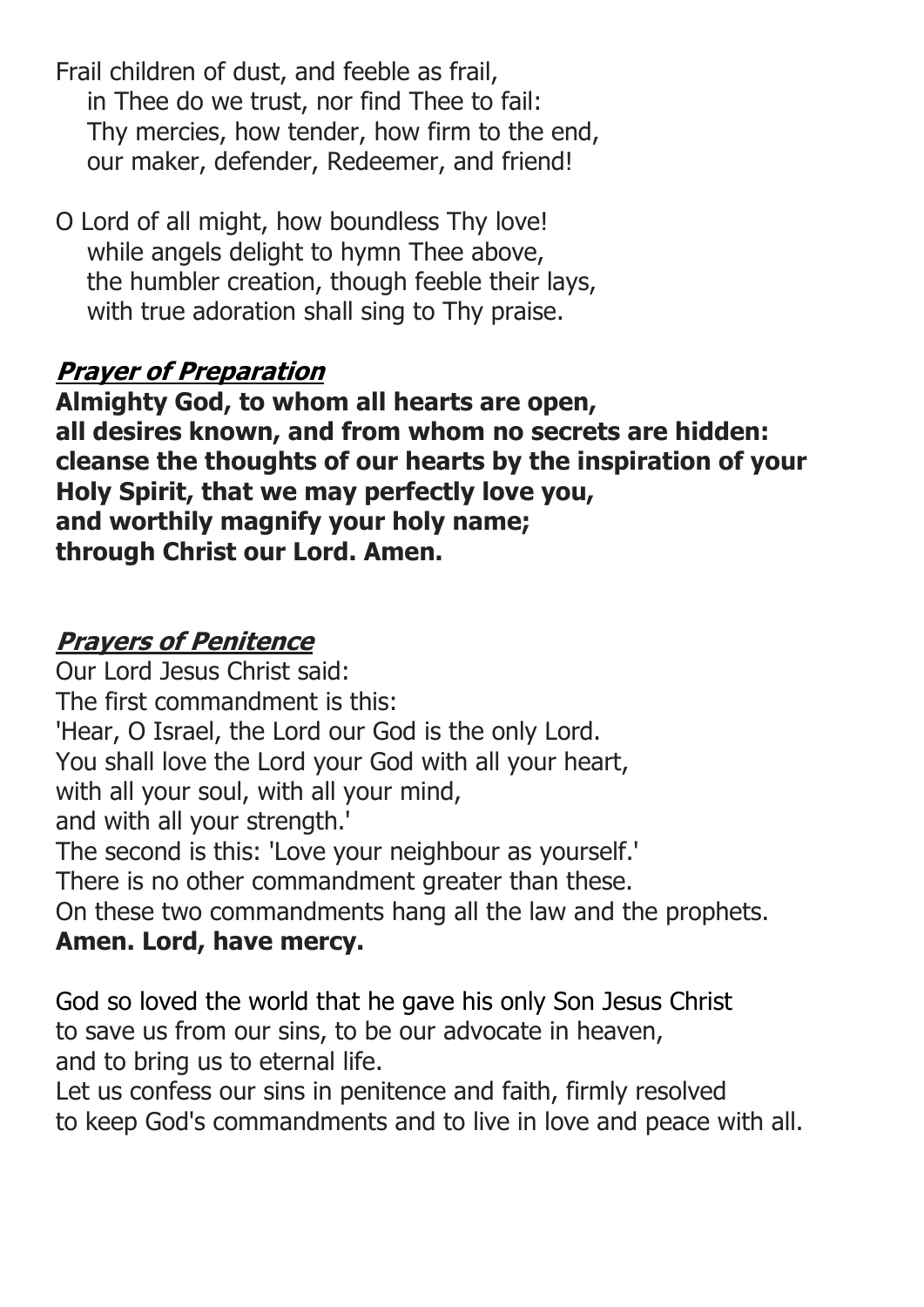Frail children of dust, and feeble as frail,
in Thee do we trust, nor find Thee to fail:
Thy mercies, how tender, how firm to the end,
our maker, defender, Redeemer, and friend!

O Lord of all might, how boundless Thy love!
while angels delight to hymn Thee above,
the humbler creation, though feeble their lays,
with true adoration shall sing to Thy praise.

## ***Prayer of Preparation***

**Almighty God, to whom all hearts are open,
all desires known, and from whom no secrets are hidden:
cleanse the thoughts of our hearts by the inspiration of your Holy Spirit, that we may perfectly love you,
and worthily magnify your holy name;
through Christ our Lord. Amen.**

## ***Prayers of Penitence***

Our Lord Jesus Christ said:
The first commandment is this:
'Hear, O Israel, the Lord our God is the only Lord.
You shall love the Lord your God with all your heart,
with all your soul, with all your mind,
and with all your strength.'
The second is this: 'Love your neighbour as yourself.'
There is no other commandment greater than these.
On these two commandments hang all the law and the prophets.
**Amen. Lord, have mercy.**

God so loved the world that he gave his only Son Jesus Christ
to save us from our sins, to be our advocate in heaven,
and to bring us to eternal life.
Let us confess our sins in penitence and faith, firmly resolved
to keep God's commandments and to live in love and peace with all.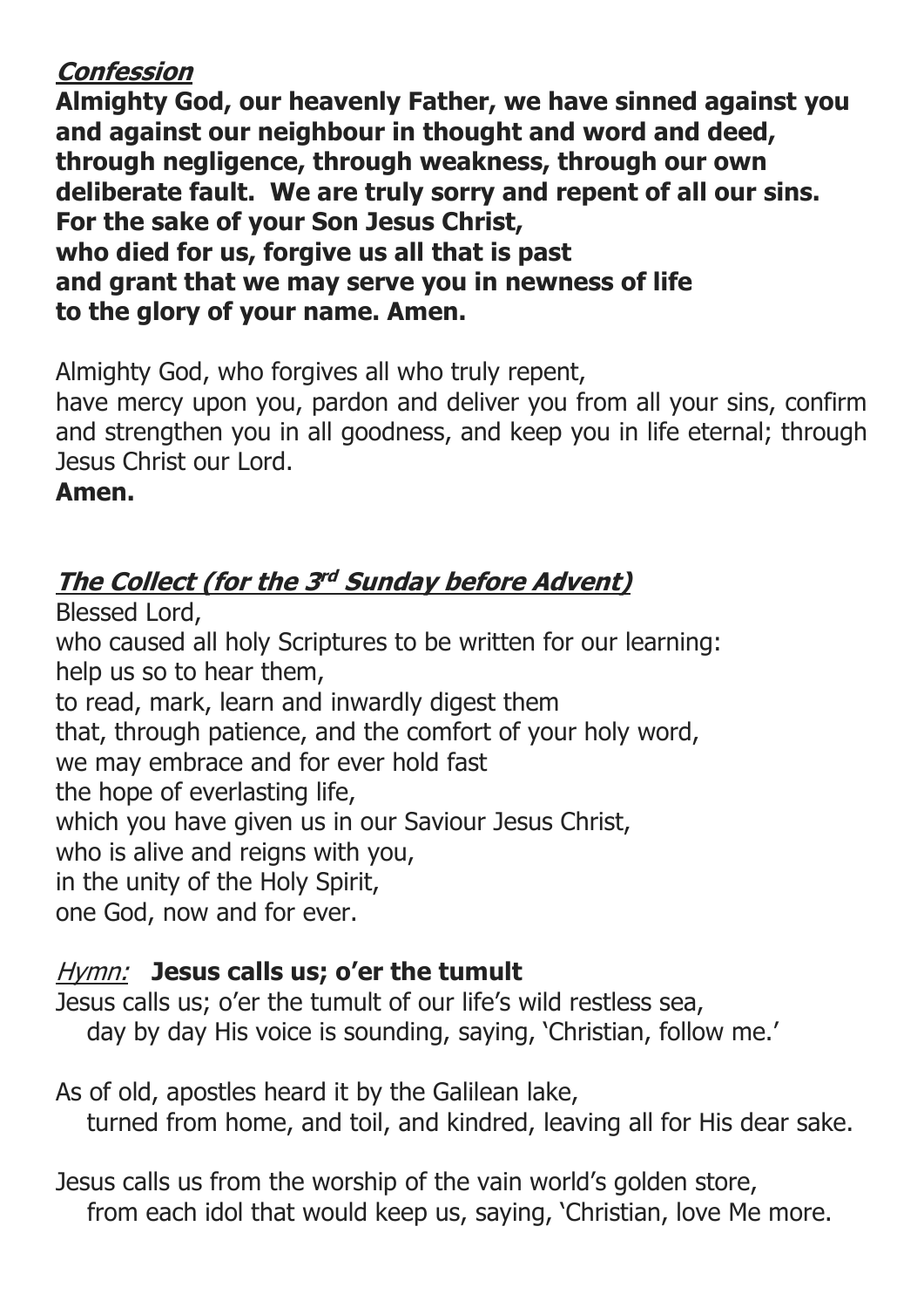***Confession***

**Almighty God, our heavenly Father, we have sinned against you and against our neighbour in thought and word and deed, through negligence, through weakness, through our own deliberate fault. We are truly sorry and repent of all our sins. For the sake of your Son Jesus Christ, who died for us, forgive us all that is past and grant that we may serve you in newness of life to the glory of your name. Amen.**

Almighty God, who forgives all who truly repent, have mercy upon you, pardon and deliver you from all your sins, confirm and strengthen you in all goodness, and keep you in life eternal; through Jesus Christ our Lord.

**Amen.**

***The Collect (for the 3rd Sunday before Advent)***

Blessed Lord,
who caused all holy Scriptures to be written for our learning:
help us so to hear them,
to read, mark, learn and inwardly digest them
that, through patience, and the comfort of your holy word,
we may embrace and for ever hold fast
the hope of everlasting life,
which you have given us in our Saviour Jesus Christ,
who is alive and reigns with you,
in the unity of the Holy Spirit,
one God, now and for ever.

*Hymn:* **Jesus calls us; o'er the tumult**

Jesus calls us; o'er the tumult of our life's wild restless sea,
day by day His voice is sounding, saying, 'Christian, follow me.'

As of old, apostles heard it by the Galilean lake,
turned from home, and toil, and kindred, leaving all for His dear sake.

Jesus calls us from the worship of the vain world's golden store,
from each idol that would keep us, saying, 'Christian, love Me more.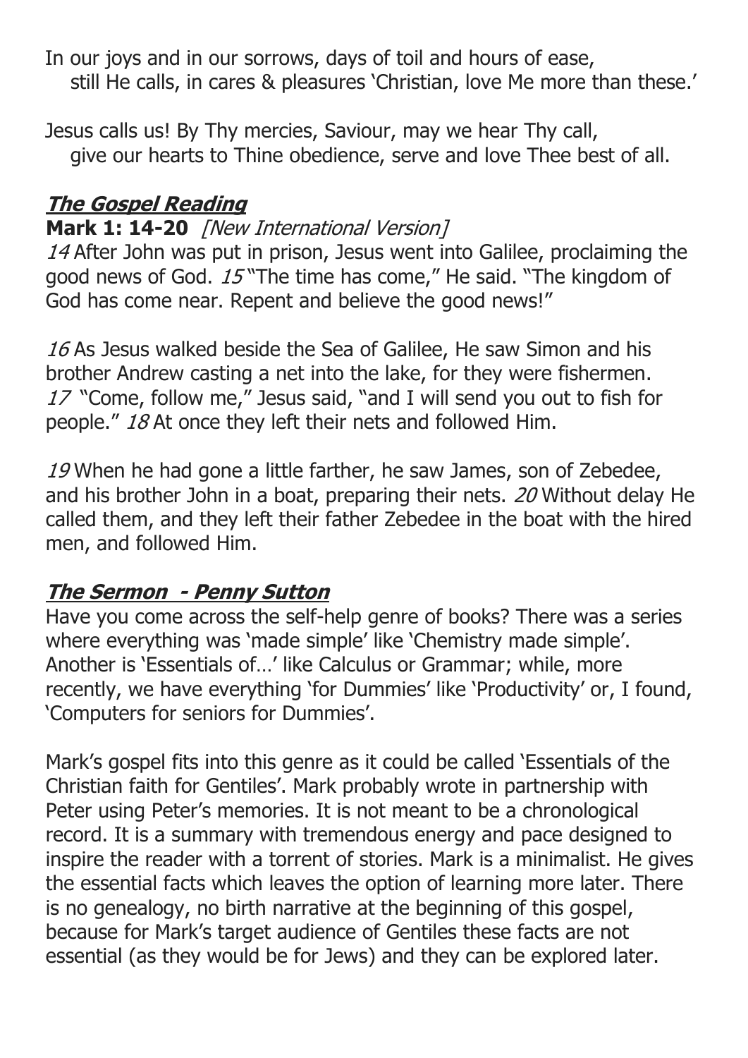In our joys and in our sorrows, days of toil and hours of ease,
still He calls, in cares & pleasures 'Christian, love Me more than these.'

Jesus calls us! By Thy mercies, Saviour, may we hear Thy call,
give our hearts to Thine obedience, serve and love Thee best of all.

## ***The Gospel Reading***

**Mark 1: 14-20** *[New International Version]*

*14* After John was put in prison, Jesus went into Galilee, proclaiming the good news of God. *15* "The time has come," He said. "The kingdom of God has come near. Repent and believe the good news!"

*16* As Jesus walked beside the Sea of Galilee, He saw Simon and his brother Andrew casting a net into the lake, for they were fishermen. *17* "Come, follow me," Jesus said, "and I will send you out to fish for people." *18* At once they left their nets and followed Him.

*19* When he had gone a little farther, he saw James, son of Zebedee, and his brother John in a boat, preparing their nets. *20* Without delay He called them, and they left their father Zebedee in the boat with the hired men, and followed Him.

## ***The Sermon - Penny Sutton***

Have you come across the self-help genre of books? There was a series where everything was 'made simple' like 'Chemistry made simple'. Another is 'Essentials of…' like Calculus or Grammar; while, more recently, we have everything 'for Dummies' like 'Productivity' or, I found, 'Computers for seniors for Dummies'.

Mark's gospel fits into this genre as it could be called 'Essentials of the Christian faith for Gentiles'. Mark probably wrote in partnership with Peter using Peter's memories. It is not meant to be a chronological record. It is a summary with tremendous energy and pace designed to inspire the reader with a torrent of stories. Mark is a minimalist. He gives the essential facts which leaves the option of learning more later. There is no genealogy, no birth narrative at the beginning of this gospel, because for Mark's target audience of Gentiles these facts are not essential (as they would be for Jews) and they can be explored later.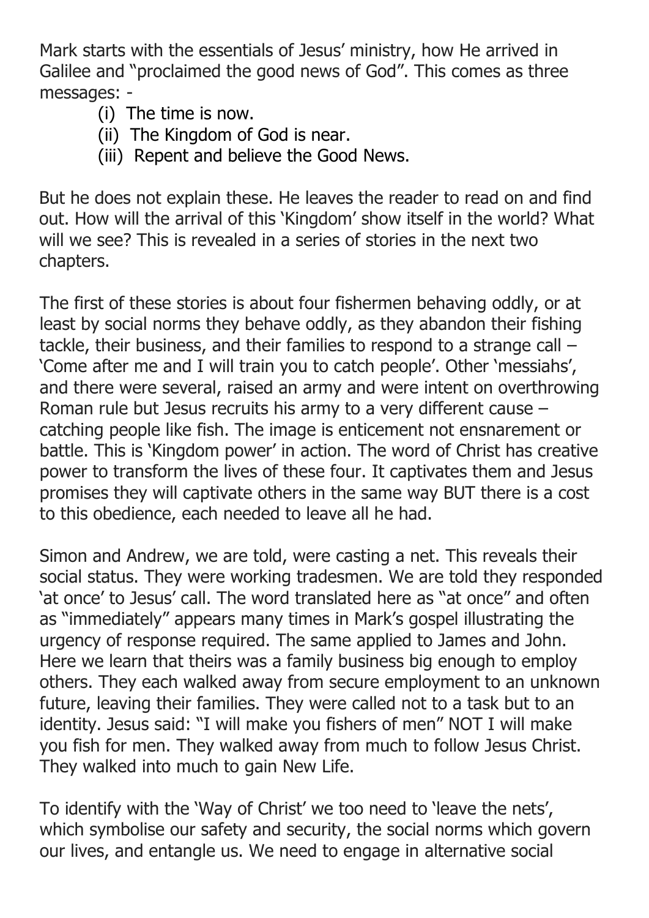Mark starts with the essentials of Jesus' ministry, how He arrived in Galilee and "proclaimed the good news of God". This comes as three messages: -

(i) The time is now.
(ii) The Kingdom of God is near.
(iii) Repent and believe the Good News.

But he does not explain these. He leaves the reader to read on and find out. How will the arrival of this 'Kingdom' show itself in the world? What will we see? This is revealed in a series of stories in the next two chapters.

The first of these stories is about four fishermen behaving oddly, or at least by social norms they behave oddly, as they abandon their fishing tackle, their business, and their families to respond to a strange call – 'Come after me and I will train you to catch people'. Other 'messiahs', and there were several, raised an army and were intent on overthrowing Roman rule but Jesus recruits his army to a very different cause – catching people like fish. The image is enticement not ensnarement or battle. This is 'Kingdom power' in action. The word of Christ has creative power to transform the lives of these four. It captivates them and Jesus promises they will captivate others in the same way BUT there is a cost to this obedience, each needed to leave all he had.

Simon and Andrew, we are told, were casting a net. This reveals their social status. They were working tradesmen. We are told they responded 'at once' to Jesus' call. The word translated here as "at once" and often as "immediately" appears many times in Mark's gospel illustrating the urgency of response required. The same applied to James and John. Here we learn that theirs was a family business big enough to employ others. They each walked away from secure employment to an unknown future, leaving their families. They were called not to a task but to an identity. Jesus said: "I will make you fishers of men" NOT I will make you fish for men. They walked away from much to follow Jesus Christ. They walked into much to gain New Life.

To identify with the 'Way of Christ' we too need to 'leave the nets', which symbolise our safety and security, the social norms which govern our lives, and entangle us. We need to engage in alternative social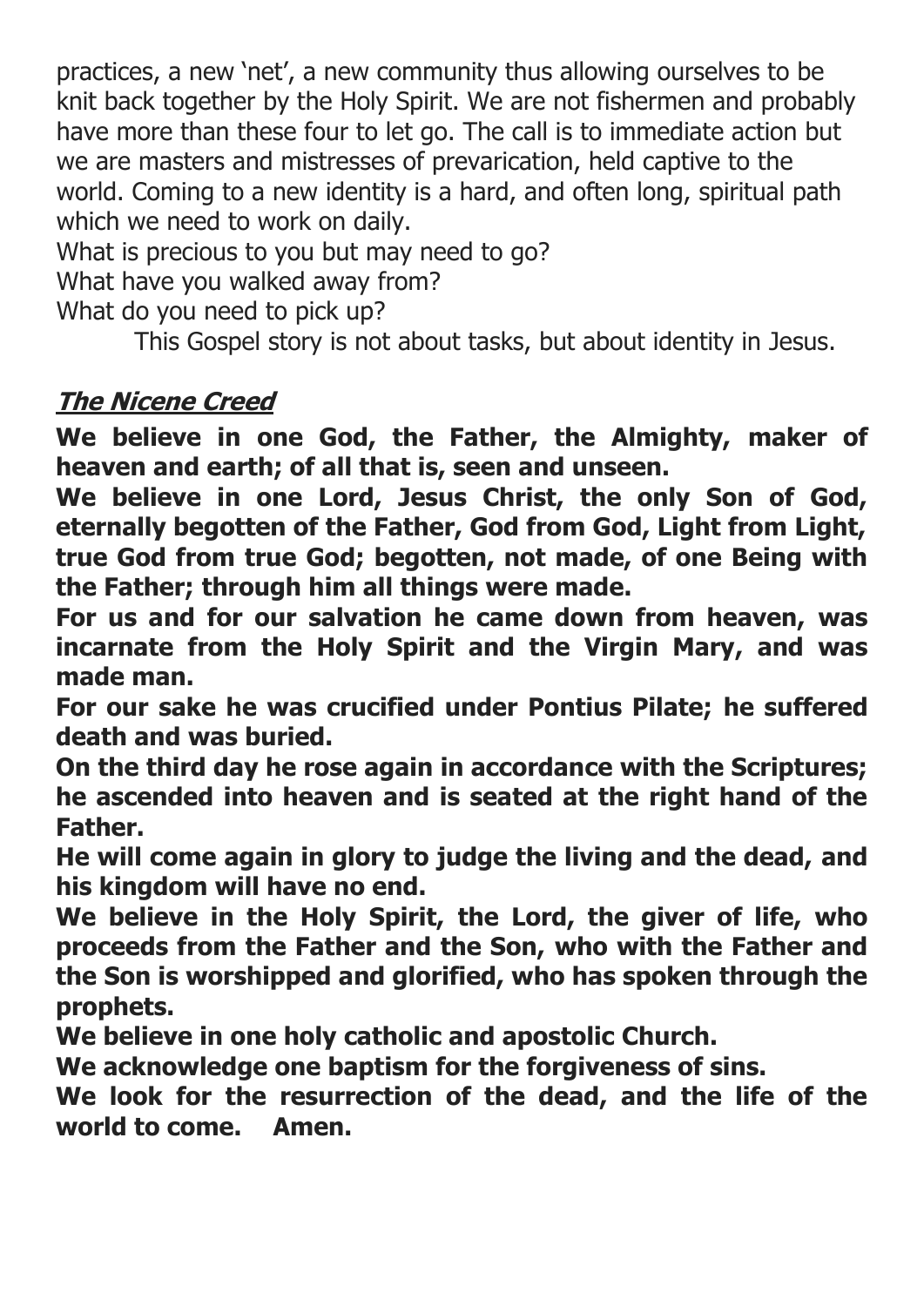practices, a new 'net', a new community thus allowing ourselves to be knit back together by the Holy Spirit. We are not fishermen and probably have more than these four to let go. The call is to immediate action but we are masters and mistresses of prevarication, held captive to the world. Coming to a new identity is a hard, and often long, spiritual path which we need to work on daily.

What is precious to you but may need to go?

What have you walked away from?

What do you need to pick up?

This Gospel story is not about tasks, but about identity in Jesus.

## ***The Nicene Creed***

**We believe in one God, the Father, the Almighty, maker of heaven and earth; of all that is, seen and unseen.**

**We believe in one Lord, Jesus Christ, the only Son of God, eternally begotten of the Father, God from God, Light from Light, true God from true God; begotten, not made, of one Being with the Father; through him all things were made.**

**For us and for our salvation he came down from heaven, was incarnate from the Holy Spirit and the Virgin Mary, and was made man.**

**For our sake he was crucified under Pontius Pilate; he suffered death and was buried.**

**On the third day he rose again in accordance with the Scriptures; he ascended into heaven and is seated at the right hand of the Father.**

**He will come again in glory to judge the living and the dead, and his kingdom will have no end.**

**We believe in the Holy Spirit, the Lord, the giver of life, who proceeds from the Father and the Son, who with the Father and the Son is worshipped and glorified, who has spoken through the prophets.**

**We believe in one holy catholic and apostolic Church.**

**We acknowledge one baptism for the forgiveness of sins.**

**We look for the resurrection of the dead, and the life of the world to come. Amen.**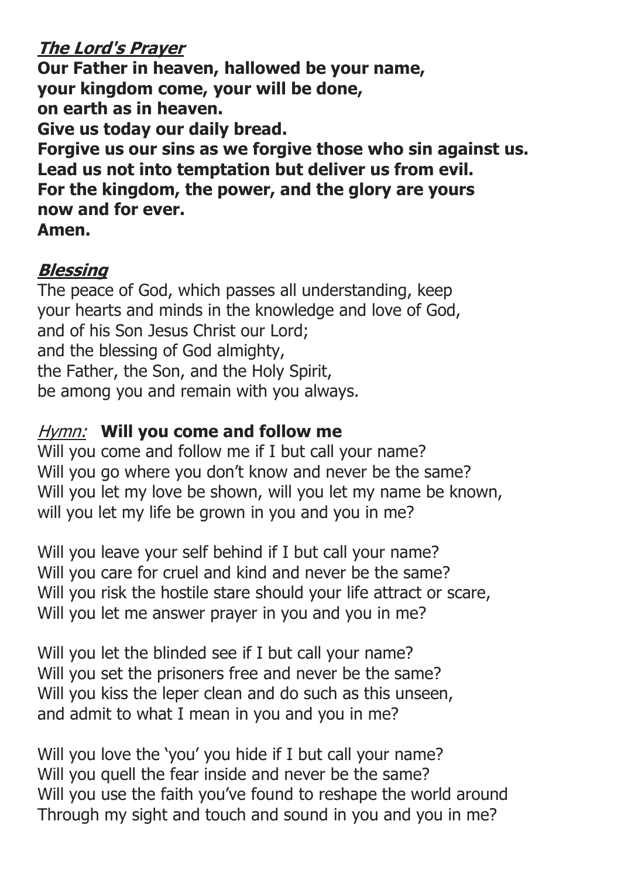***The Lord's Prayer***

**Our Father in heaven, hallowed be your name,**
**your kingdom come, your will be done,**
**on earth as in heaven.**
**Give us today our daily bread.**
**Forgive us our sins as we forgive those who sin against us.**
**Lead us not into temptation but deliver us from evil.**
**For the kingdom, the power, and the glory are yours**
**now and for ever.**
**Amen.**

***Blessing***

The peace of God, which passes all understanding, keep
your hearts and minds in the knowledge and love of God,
and of his Son Jesus Christ our Lord;
and the blessing of God almighty,
the Father, the Son, and the Holy Spirit,
be among you and remain with you always.

*Hymn:* **Will you come and follow me**

Will you come and follow me if I but call your name?
Will you go where you don't know and never be the same?
Will you let my love be shown, will you let my name be known,
will you let my life be grown in you and you in me?

Will you leave your self behind if I but call your name?
Will you care for cruel and kind and never be the same?
Will you risk the hostile stare should your life attract or scare,
Will you let me answer prayer in you and you in me?

Will you let the blinded see if I but call your name?
Will you set the prisoners free and never be the same?
Will you kiss the leper clean and do such as this unseen,
and admit to what I mean in you and you in me?

Will you love the 'you' you hide if I but call your name?
Will you quell the fear inside and never be the same?
Will you use the faith you've found to reshape the world around
Through my sight and touch and sound in you and you in me?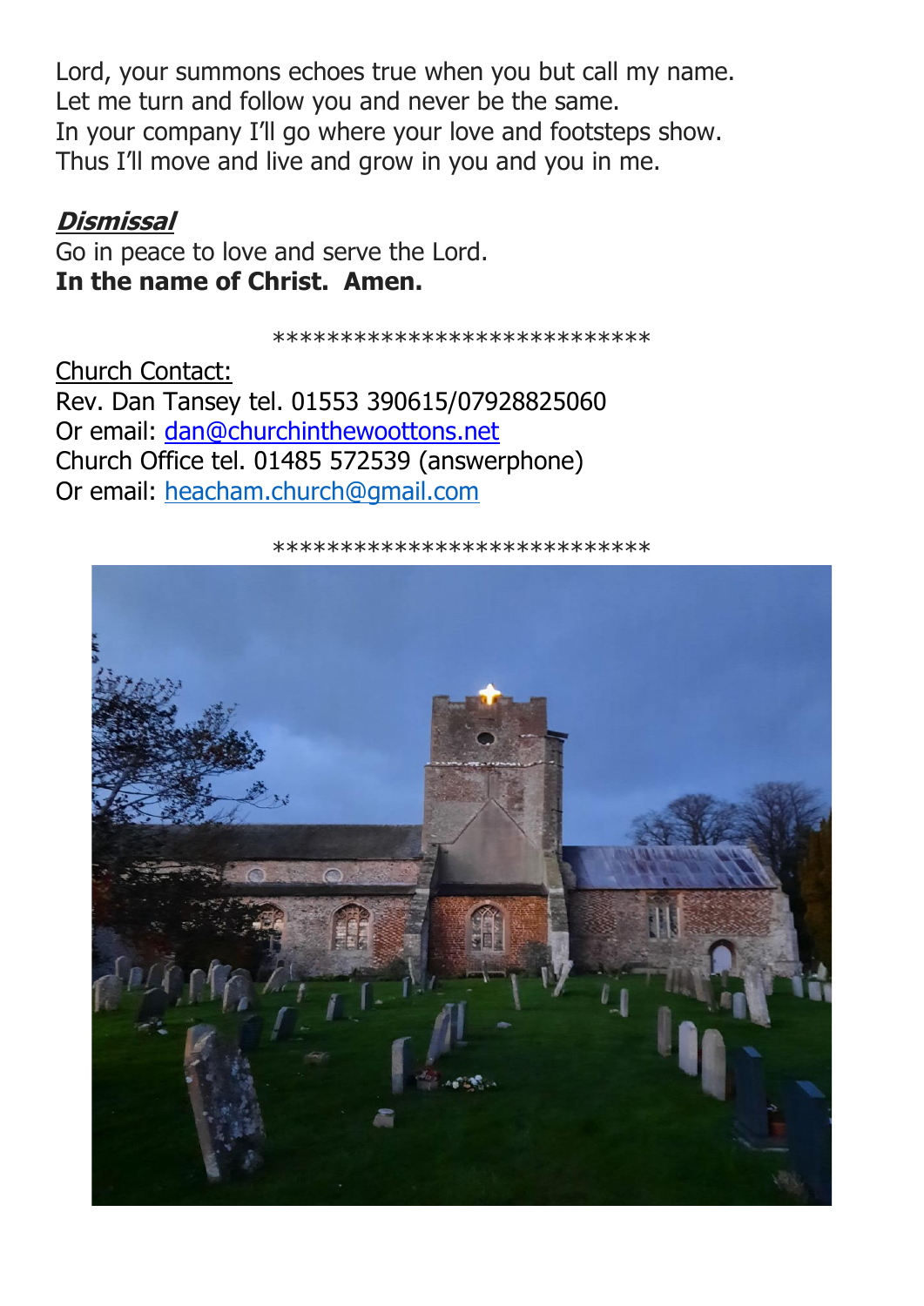Lord, your summons echoes true when you but call my name.
Let me turn and follow you and never be the same.
In your company I'll go where your love and footsteps show.
Thus I'll move and live and grow in you and you in me.

***Dismissal***

Go in peace to love and serve the Lord.
**In the name of Christ. Amen.**

****************************

Church Contact:
Rev. Dan Tansey tel. 01553 390615/07928825060
Or email: dan@churchinthewoottons.net
Church Office tel. 01485 572539 (answerphone)
Or email: heacham.church@gmail.com

****************************